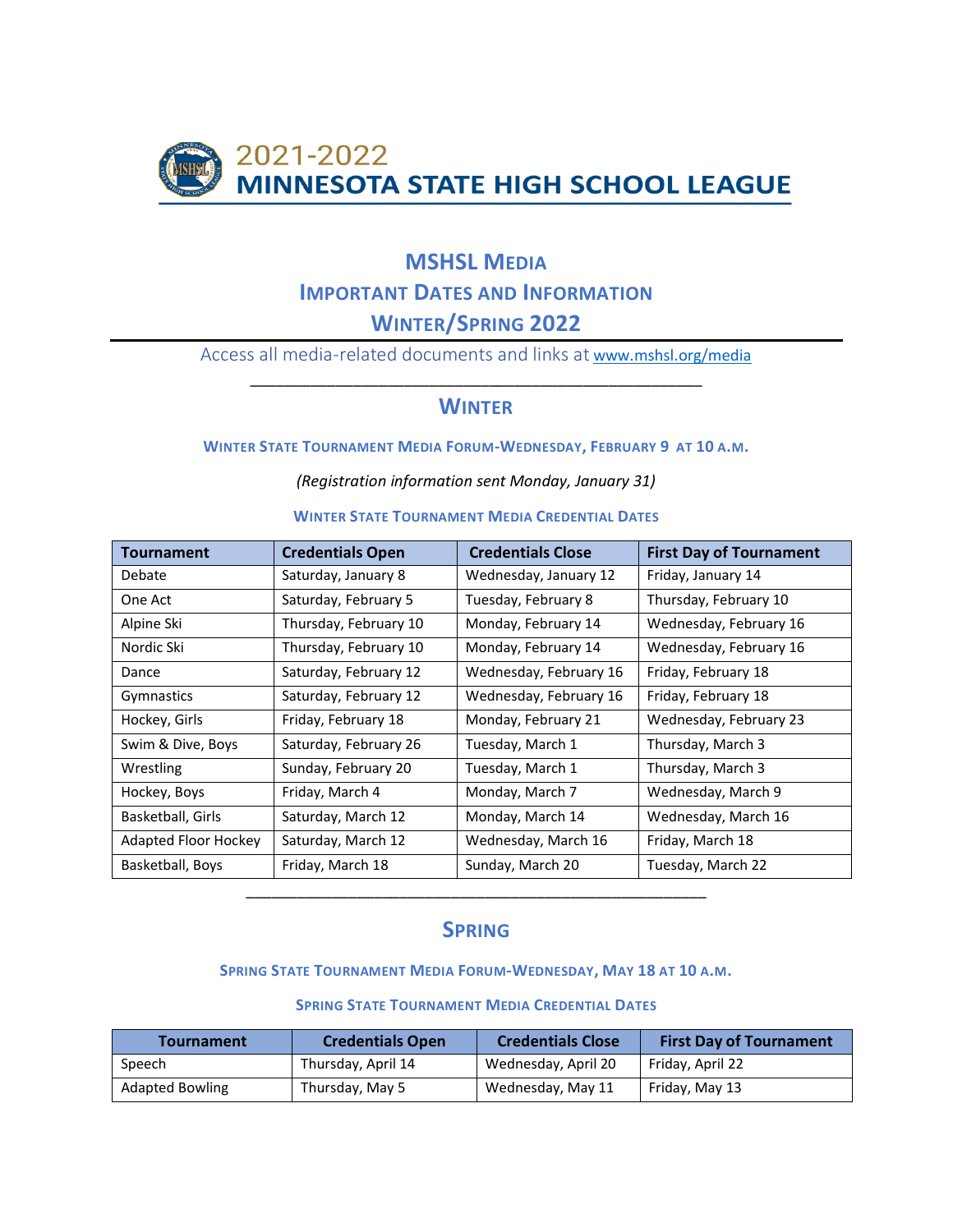# 2021-2022
# MINNESOTA STATE HIGH SCHOOL LEAGUE

## MSHSL MEDIA
## IMPORTANT DATES AND INFORMATION
## WINTER/SPRING 2022

Access all media-related documents and links at www.mshsl.org/media

---

## WINTER

### WINTER STATE TOURNAMENT MEDIA FORUM-WEDNESDAY, FEBRUARY 9 AT 10 A.M.

*(Registration information sent Monday, January 31)*

### WINTER STATE TOURNAMENT MEDIA CREDENTIAL DATES

| Tournament | Credentials Open | Credentials Close | First Day of Tournament |
|---|---|---|---|
| Debate | Saturday, January 8 | Wednesday, January 12 | Friday, January 14 |
| One Act | Saturday, February 5 | Tuesday, February 8 | Thursday, February 10 |
| Alpine Ski | Thursday, February 10 | Monday, February 14 | Wednesday, February 16 |
| Nordic Ski | Thursday, February 10 | Monday, February 14 | Wednesday, February 16 |
| Dance | Saturday, February 12 | Wednesday, February 16 | Friday, February 18 |
| Gymnastics | Saturday, February 12 | Wednesday, February 16 | Friday, February 18 |
| Hockey, Girls | Friday, February 18 | Monday, February 21 | Wednesday, February 23 |
| Swim & Dive, Boys | Saturday, February 26 | Tuesday, March 1 | Thursday, March 3 |
| Wrestling | Sunday, February 20 | Tuesday, March 1 | Thursday, March 3 |
| Hockey, Boys | Friday, March 4 | Monday, March 7 | Wednesday, March 9 |
| Basketball, Girls | Saturday, March 12 | Monday, March 14 | Wednesday, March 16 |
| Adapted Floor Hockey | Saturday, March 12 | Wednesday, March 16 | Friday, March 18 |
| Basketball, Boys | Friday, March 18 | Sunday, March 20 | Tuesday, March 22 |

---

## SPRING

### SPRING STATE TOURNAMENT MEDIA FORUM-WEDNESDAY, MAY 18 AT 10 A.M.

### SPRING STATE TOURNAMENT MEDIA CREDENTIAL DATES

| Tournament | Credentials Open | Credentials Close | First Day of Tournament |
|---|---|---|---|
| Speech | Thursday, April 14 | Wednesday, April 20 | Friday, April 22 |
| Adapted Bowling | Thursday, May 5 | Wednesday, May 11 | Friday, May 13 |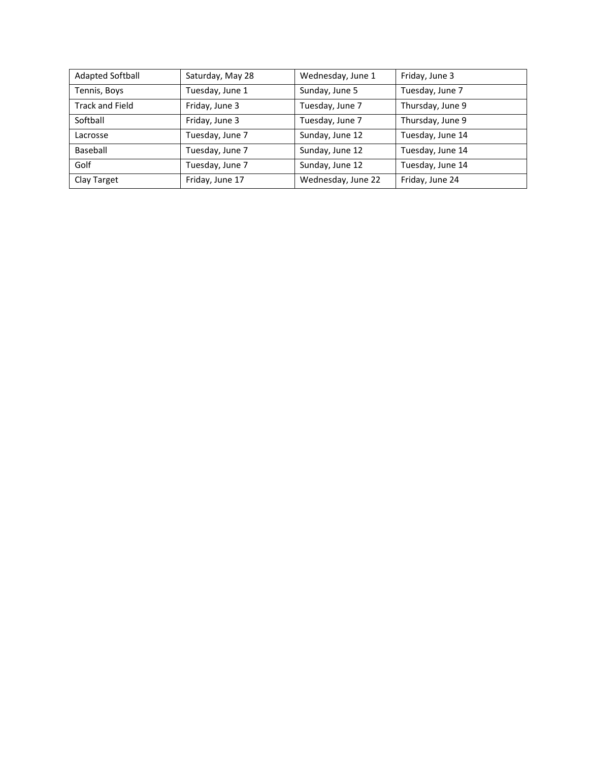| | | | |
|---|---|---|---|
| Adapted Softball | Saturday, May 28 | Wednesday, June 1 | Friday, June 3 |
| Tennis, Boys | Tuesday, June 1 | Sunday, June 5 | Tuesday, June 7 |
| Track and Field | Friday, June 3 | Tuesday, June 7 | Thursday, June 9 |
| Softball | Friday, June 3 | Tuesday, June 7 | Thursday, June 9 |
| Lacrosse | Tuesday, June 7 | Sunday, June 12 | Tuesday, June 14 |
| Baseball | Tuesday, June 7 | Sunday, June 12 | Tuesday, June 14 |
| Golf | Tuesday, June 7 | Sunday, June 12 | Tuesday, June 14 |
| Clay Target | Friday, June 17 | Wednesday, June 22 | Friday, June 24 |